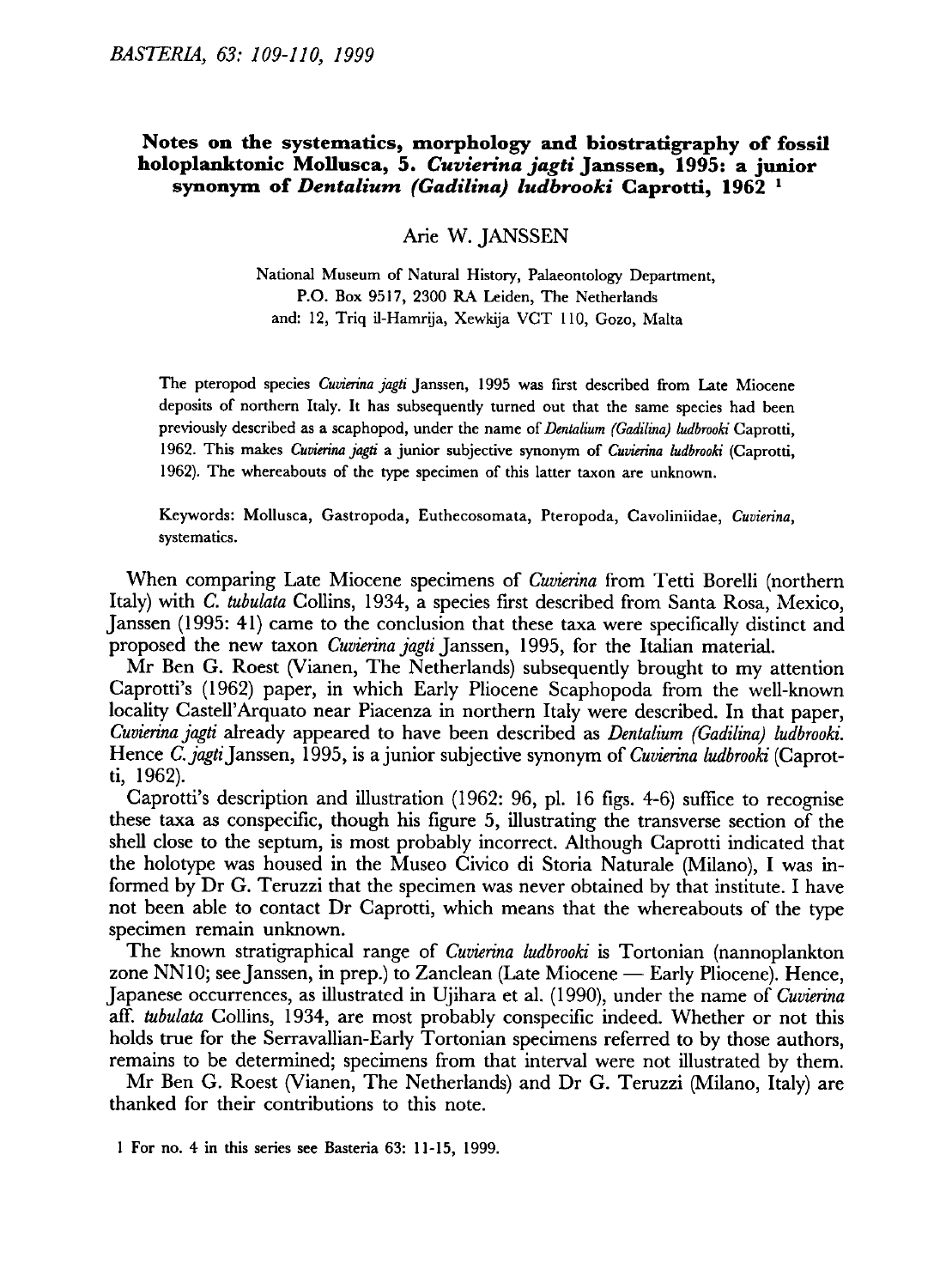# Notes on the systematics, morphology and biostratigraphy of fossil holoplanktonic Mollusca, 5. *Cuvierina jagti* Janssen, 1995: a junior synonym of *Dentalium (Gadilina) ludbrooki* Caprotti, 1962 [1]

Arie W. JANSSEN

National Museum of Natural History, Palaeontology Department,
P.O. Box 9517, 2300 RA Leiden, The Netherlands
and: 12, Triq il-Hamrija, Xewkija VCT 110, Gozo, Malta

The pteropod species *Cuvierina jagti* Janssen, 1995 was first described from Late Miocene deposits of northern Italy. It has subsequently turned out that the same species had been previously described as a scaphopod, under the name of *Dentalium (Gadilina) ludbrooki* Caprotti, 1962. This makes *Cuvierina jagti* a junior subjective synonym of *Cuvierina ludbrooki* (Caprotti, 1962). The whereabouts of the type specimen of this latter taxon are unknown.

Keywords: Mollusca, Gastropoda, Euthecosomata, Pteropoda, Cavoliniidae, *Cuvierina*, systematics.

When comparing Late Miocene specimens of *Cuvierina* from Tetti Borelli (northern Italy) with *C. tubulata* Collins, 1934, a species first described from Santa Rosa, Mexico, Janssen (1995: 41) came to the conclusion that these taxa were specifically distinct and proposed the new taxon *Cuvierina jagti* Janssen, 1995, for the Italian material.

Mr Ben G. Roest (Vianen, The Netherlands) subsequently brought to my attention Caprotti's (1962) paper, in which Early Pliocene Scaphopoda from the well-known locality Castell'Arquato near Piacenza in northern Italy were described. In that paper, *Cuvierina jagti* already appeared to have been described as *Dentalium (Gadilina) ludbrooki*. Hence *C. jagti* Janssen, 1995, is a junior subjective synonym of *Cuvierina ludbrooki* (Caprotti, 1962).

Caprotti's description and illustration (1962: 96, pl. 16 figs. 4-6) suffice to recognise these taxa as conspecific, though his figure 5, illustrating the transverse section of the shell close to the septum, is most probably incorrect. Although Caprotti indicated that the holotype was housed in the Museo Civico di Storia Naturale (Milano), I was informed by Dr G. Teruzzi that the specimen was never obtained by that institute. I have not been able to contact Dr Caprotti, which means that the whereabouts of the type specimen remain unknown.

The known stratigraphical range of *Cuvierina ludbrooki* is Tortonian (nannoplankton zone NN10; see Janssen, in prep.) to Zanclean (Late Miocene — Early Pliocene). Hence, Japanese occurrences, as illustrated in Ujihara et al. (1990), under the name of *Cuvierina* aff. *tubulata* Collins, 1934, are most probably conspecific indeed. Whether or not this holds true for the Serravallian-Early Tortonian specimens referred to by those authors, remains to be determined; specimens from that interval were not illustrated by them.

Mr Ben G. Roest (Vianen, The Netherlands) and Dr G. Teruzzi (Milano, Italy) are thanked for their contributions to this note.

[1] For no. 4 in this series see Basteria 63: 11-15, 1999.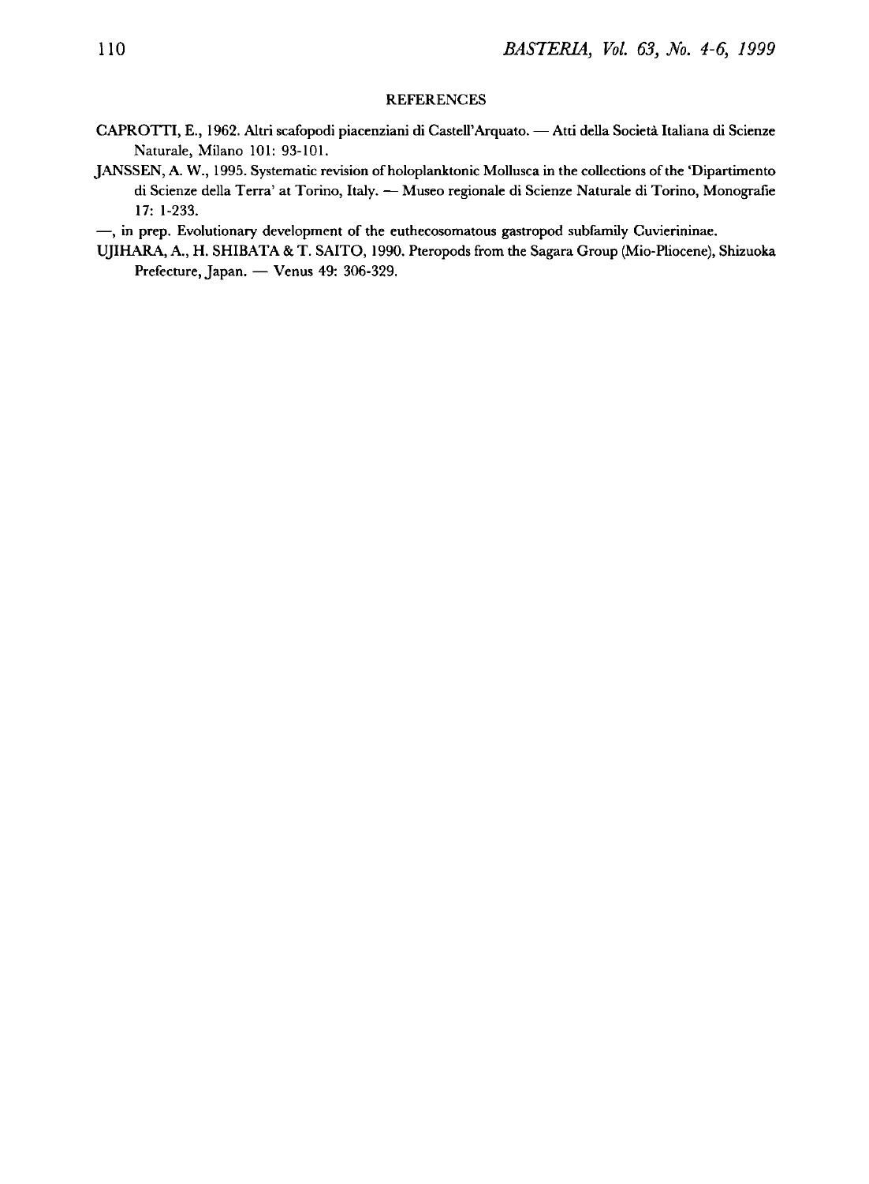## REFERENCES

CAPROTTI, E., 1962. Altri scafopodi piacenziani di Castell'Arquato. — Atti della Società Italiana di Scienze Naturale, Milano 101: 93-101.

JANSSEN, A. W., 1995. Systematic revision of holoplanktonic Mollusca in the collections of the 'Dipartimento di Scienze della Terra' at Torino, Italy. — Museo regionale di Scienze Naturale di Torino, Monografie 17: 1-233.

—, in prep. Evolutionary development of the euthecosomatous gastropod subfamily Cuvierininae.

UJIHARA, A., H. SHIBATA & T. SAITO, 1990. Pteropods from the Sagara Group (Mio-Pliocene), Shizuoka Prefecture, Japan. — Venus 49: 306-329.